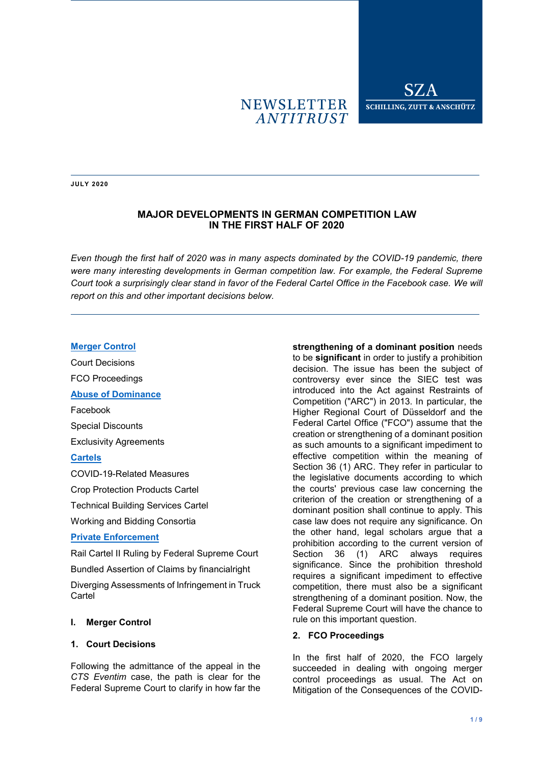NEWSLETTER ANTITRUST

SZA
SCHILLING, ZUTT & ANSCHÜTZ

**JULY 2020**

# MAJOR DEVELOPMENTS IN GERMAN COMPETITION LAW IN THE FIRST HALF OF 2020

*Even though the first half of 2020 was in many aspects dominated by the COVID-19 pandemic, there were many interesting developments in German competition law. For example, the Federal Supreme Court took a surprisingly clear stand in favor of the Federal Cartel Office in the Facebook case. We will report on this and other important decisions below.*

---

**Merger Control**

Court Decisions

FCO Proceedings

**Abuse of Dominance**

Facebook

Special Discounts

Exclusivity Agreements

**Cartels**

COVID-19-Related Measures

Crop Protection Products Cartel

Technical Building Services Cartel

Working and Bidding Consortia

**Private Enforcement**

Rail Cartel II Ruling by Federal Supreme Court

Bundled Assertion of Claims by financialright

Diverging Assessments of Infringement in Truck Cartel

## I. Merger Control

### 1. Court Decisions

Following the admittance of the appeal in the *CTS Eventim* case, the path is clear for the Federal Supreme Court to clarify in how far the **strengthening of a dominant position** needs to be **significant** in order to justify a prohibition decision. The issue has been the subject of controversy ever since the SIEC test was introduced into the Act against Restraints of Competition ("ARC") in 2013. In particular, the Higher Regional Court of Düsseldorf and the Federal Cartel Office ("FCO") assume that the creation or strengthening of a dominant position as such amounts to a significant impediment to effective competition within the meaning of Section 36 (1) ARC. They refer in particular to the legislative documents according to which the courts' previous case law concerning the criterion of the creation or strengthening of a dominant position shall continue to apply. This case law does not require any significance. On the other hand, legal scholars argue that a prohibition according to the current version of Section 36 (1) ARC always requires significance. Since the prohibition threshold requires a significant impediment to effective competition, there must also be a significant strengthening of a dominant position. Now, the Federal Supreme Court will have the chance to rule on this important question.

### 2. FCO Proceedings

In the first half of 2020, the FCO largely succeeded in dealing with ongoing merger control proceedings as usual. The Act on Mitigation of the Consequences of the COVID-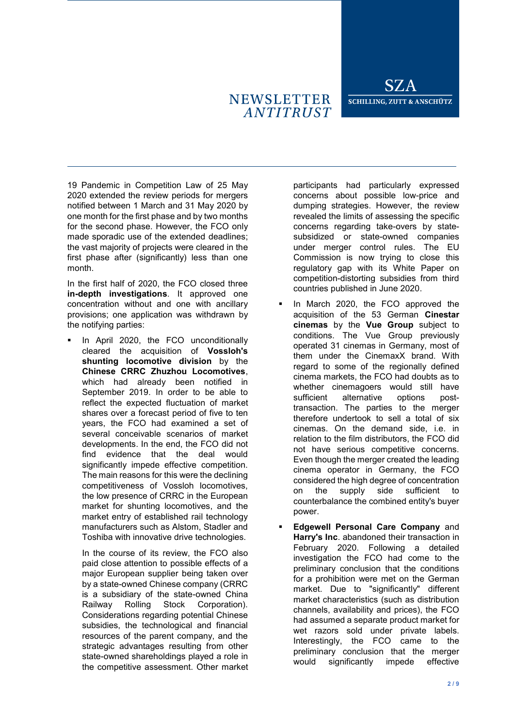19 Pandemic in Competition Law of 25 May 2020 extended the review periods for mergers notified between 1 March and 31 May 2020 by one month for the first phase and by two months for the second phase. However, the FCO only made sporadic use of the extended deadlines; the vast majority of projects were cleared in the first phase after (significantly) less than one month.

In the first half of 2020, the FCO closed three **in-depth investigations**. It approved one concentration without and one with ancillary provisions; one application was withdrawn by the notifying parties:

- In April 2020, the FCO unconditionally cleared the acquisition of **Vossloh's shunting locomotive division** by the **Chinese CRRC Zhuzhou Locomotives**, which had already been notified in September 2019. In order to be able to reflect the expected fluctuation of market shares over a forecast period of five to ten years, the FCO had examined a set of several conceivable scenarios of market developments. In the end, the FCO did not find evidence that the deal would significantly impede effective competition. The main reasons for this were the declining competitiveness of Vossloh locomotives, the low presence of CRRC in the European market for shunting locomotives, and the market entry of established rail technology manufacturers such as Alstom, Stadler and Toshiba with innovative drive technologies.

  In the course of its review, the FCO also paid close attention to possible effects of a major European supplier being taken over by a state-owned Chinese company (CRRC is a subsidiary of the state-owned China Railway Rolling Stock Corporation). Considerations regarding potential Chinese subsidies, the technological and financial resources of the parent company, and the strategic advantages resulting from other state-owned shareholdings played a role in the competitive assessment. Other market participants had particularly expressed concerns about possible low-price and dumping strategies. However, the review revealed the limits of assessing the specific concerns regarding take-overs by state-subsidized or state-owned companies under merger control rules. The EU Commission is now trying to close this regulatory gap with its White Paper on competition-distorting subsidies from third countries published in June 2020.

- In March 2020, the FCO approved the acquisition of the 53 German **Cinestar cinemas** by the **Vue Group** subject to conditions. The Vue Group previously operated 31 cinemas in Germany, most of them under the CinemaxX brand. With regard to some of the regionally defined cinema markets, the FCO had doubts as to whether cinemagoers would still have sufficient alternative options post-transaction. The parties to the merger therefore undertook to sell a total of six cinemas. On the demand side, i.e. in relation to the film distributors, the FCO did not have serious competitive concerns. Even though the merger created the leading cinema operator in Germany, the FCO considered the high degree of concentration on the supply side sufficient to counterbalance the combined entity's buyer power.

- **Edgewell Personal Care Company** and **Harry's Inc**. abandoned their transaction in February 2020. Following a detailed investigation the FCO had come to the preliminary conclusion that the conditions for a prohibition were met on the German market. Due to "significantly" different market characteristics (such as distribution channels, availability and prices), the FCO had assumed a separate product market for wet razors sold under private labels. Interestingly, the FCO came to the preliminary conclusion that the merger would significantly impede effective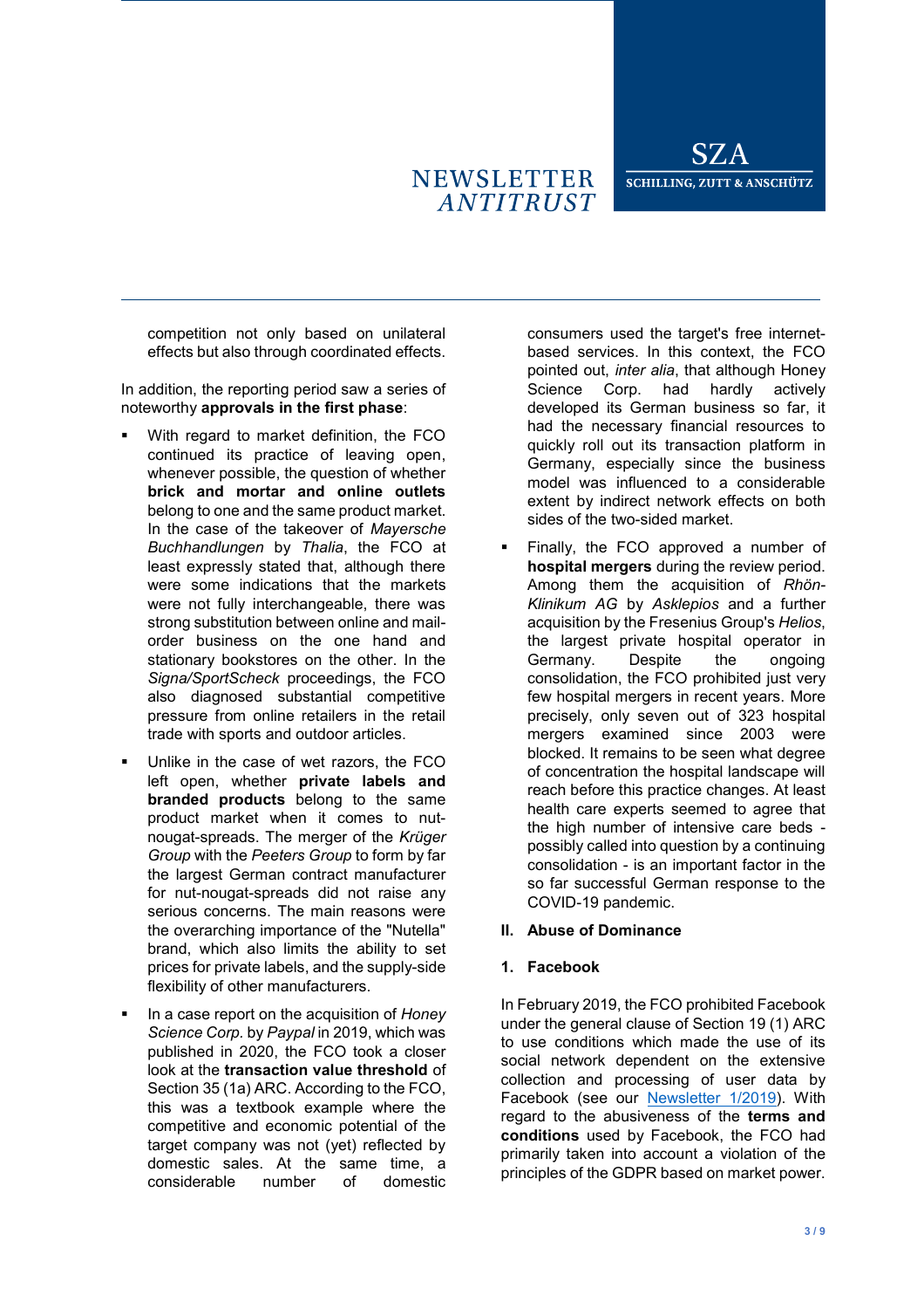competition not only based on unilateral effects but also through coordinated effects.

In addition, the reporting period saw a series of noteworthy **approvals in the first phase**:

- With regard to market definition, the FCO continued its practice of leaving open, whenever possible, the question of whether **brick and mortar and online outlets** belong to one and the same product market. In the case of the takeover of *Mayersche Buchhandlungen* by *Thalia*, the FCO at least expressly stated that, although there were some indications that the markets were not fully interchangeable, there was strong substitution between online and mail-order business on the one hand and stationary bookstores on the other. In the *Signa/SportScheck* proceedings, the FCO also diagnosed substantial competitive pressure from online retailers in the retail trade with sports and outdoor articles.
- Unlike in the case of wet razors, the FCO left open, whether **private labels and branded products** belong to the same product market when it comes to nut-nougat-spreads. The merger of the *Krüger Group* with the *Peeters Group* to form by far the largest German contract manufacturer for nut-nougat-spreads did not raise any serious concerns. The main reasons were the overarching importance of the "Nutella" brand, which also limits the ability to set prices for private labels, and the supply-side flexibility of other manufacturers.
- In a case report on the acquisition of *Honey Science Corp.* by *Paypal* in 2019, which was published in 2020, the FCO took a closer look at the **transaction value threshold** of Section 35 (1a) ARC. According to the FCO, this was a textbook example where the competitive and economic potential of the target company was not (yet) reflected by domestic sales. At the same time, a considerable number of domestic consumers used the target's free internet-based services. In this context, the FCO pointed out, *inter alia*, that although Honey Science Corp. had hardly actively developed its German business so far, it had the necessary financial resources to quickly roll out its transaction platform in Germany, especially since the business model was influenced to a considerable extent by indirect network effects on both sides of the two-sided market.
- Finally, the FCO approved a number of **hospital mergers** during the review period. Among them the acquisition of *Rhön-Klinikum AG* by *Asklepios* and a further acquisition by the Fresenius Group's *Helios*, the largest private hospital operator in Germany. Despite the ongoing consolidation, the FCO prohibited just very few hospital mergers in recent years. More precisely, only seven out of 323 hospital mergers examined since 2003 were blocked. It remains to be seen what degree of concentration the hospital landscape will reach before this practice changes. At least health care experts seemed to agree that the high number of intensive care beds - possibly called into question by a continuing consolidation - is an important factor in the so far successful German response to the COVID-19 pandemic.

## II. Abuse of Dominance

### 1. Facebook

In February 2019, the FCO prohibited Facebook under the general clause of Section 19 (1) ARC to use conditions which made the use of its social network dependent on the extensive collection and processing of user data by Facebook (see our [Newsletter 1/2019]). With regard to the abusiveness of the **terms and conditions** used by Facebook, the FCO had primarily taken into account a violation of the principles of the GDPR based on market power.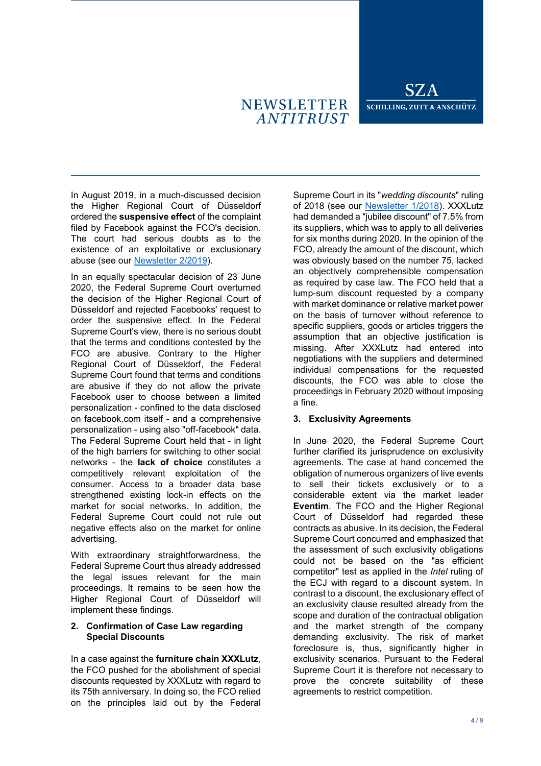In August 2019, in a much-discussed decision the Higher Regional Court of Düsseldorf ordered the **suspensive effect** of the complaint filed by Facebook against the FCO's decision. The court had serious doubts as to the existence of an exploitative or exclusionary abuse (see our [Newsletter 2/2019](#)).

In an equally spectacular decision of 23 June 2020, the Federal Supreme Court overturned the decision of the Higher Regional Court of Düsseldorf and rejected Facebooks' request to order the suspensive effect. In the Federal Supreme Court's view, there is no serious doubt that the terms and conditions contested by the FCO are abusive. Contrary to the Higher Regional Court of Düsseldorf, the Federal Supreme Court found that terms and conditions are abusive if they do not allow the private Facebook user to choose between a limited personalization - confined to the data disclosed on facebook.com itself - and a comprehensive personalization - using also "off-facebook" data. The Federal Supreme Court held that - in light of the high barriers for switching to other social networks - the **lack of choice** constitutes a competitively relevant exploitation of the consumer. Access to a broader data base strengthened existing lock-in effects on the market for social networks. In addition, the Federal Supreme Court could not rule out negative effects also on the market for online advertising.

With extraordinary straightforwardness, the Federal Supreme Court thus already addressed the legal issues relevant for the main proceedings. It remains to be seen how the Higher Regional Court of Düsseldorf will implement these findings.

## 2. Confirmation of Case Law regarding Special Discounts

In a case against the **furniture chain XXXLutz**, the FCO pushed for the abolishment of special discounts requested by XXXLutz with regard to its 75th anniversary. In doing so, the FCO relied on the principles laid out by the Federal Supreme Court in its "*wedding discounts*" ruling of 2018 (see our [Newsletter 1/2018](#)). XXXLutz had demanded a "jubilee discount" of 7.5% from its suppliers, which was to apply to all deliveries for six months during 2020. In the opinion of the FCO, already the amount of the discount, which was obviously based on the number 75, lacked an objectively comprehensible compensation as required by case law. The FCO held that a lump-sum discount requested by a company with market dominance or relative market power on the basis of turnover without reference to specific suppliers, goods or articles triggers the assumption that an objective justification is missing. After XXXLutz had entered into negotiations with the suppliers and determined individual compensations for the requested discounts, the FCO was able to close the proceedings in February 2020 without imposing a fine.

## 3. Exclusivity Agreements

In June 2020, the Federal Supreme Court further clarified its jurisprudence on exclusivity agreements. The case at hand concerned the obligation of numerous organizers of live events to sell their tickets exclusively or to a considerable extent via the market leader **Eventim**. The FCO and the Higher Regional Court of Düsseldorf had regarded these contracts as abusive. In its decision, the Federal Supreme Court concurred and emphasized that the assessment of such exclusivity obligations could not be based on the "as efficient competitor" test as applied in the *Intel* ruling of the ECJ with regard to a discount system. In contrast to a discount, the exclusionary effect of an exclusivity clause resulted already from the scope and duration of the contractual obligation and the market strength of the company demanding exclusivity. The risk of market foreclosure is, thus, significantly higher in exclusivity scenarios. Pursuant to the Federal Supreme Court it is therefore not necessary to prove the concrete suitability of these agreements to restrict competition.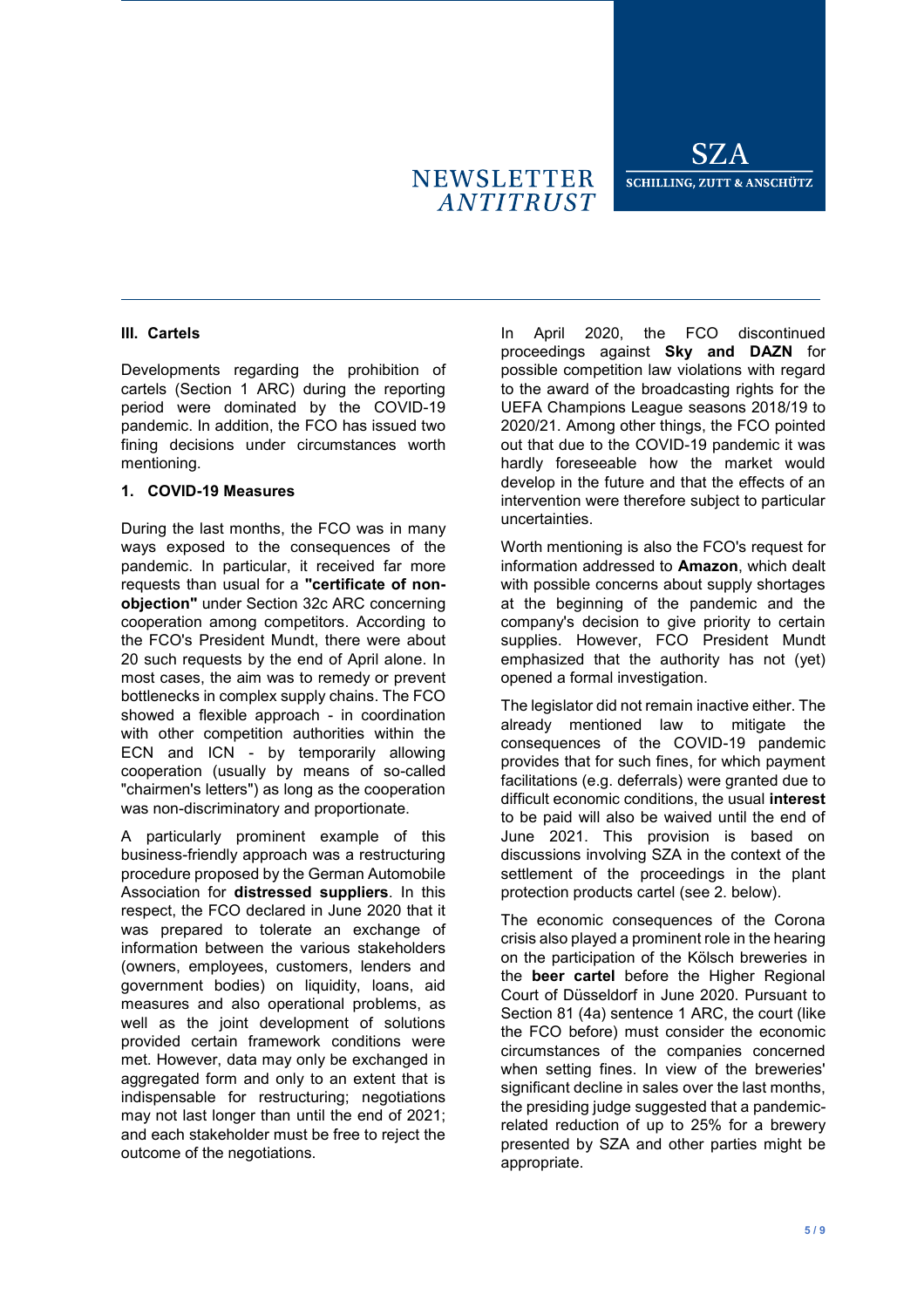## III. Cartels

Developments regarding the prohibition of cartels (Section 1 ARC) during the reporting period were dominated by the COVID-19 pandemic. In addition, the FCO has issued two fining decisions under circumstances worth mentioning.

### 1. COVID-19 Measures

During the last months, the FCO was in many ways exposed to the consequences of the pandemic. In particular, it received far more requests than usual for a **"certificate of non-objection"** under Section 32c ARC concerning cooperation among competitors. According to the FCO's President Mundt, there were about 20 such requests by the end of April alone. In most cases, the aim was to remedy or prevent bottlenecks in complex supply chains. The FCO showed a flexible approach - in coordination with other competition authorities within the ECN and ICN - by temporarily allowing cooperation (usually by means of so-called "chairmen's letters") as long as the cooperation was non-discriminatory and proportionate.

A particularly prominent example of this business-friendly approach was a restructuring procedure proposed by the German Automobile Association for **distressed suppliers**. In this respect, the FCO declared in June 2020 that it was prepared to tolerate an exchange of information between the various stakeholders (owners, employees, customers, lenders and government bodies) on liquidity, loans, aid measures and also operational problems, as well as the joint development of solutions provided certain framework conditions were met. However, data may only be exchanged in aggregated form and only to an extent that is indispensable for restructuring; negotiations may not last longer than until the end of 2021; and each stakeholder must be free to reject the outcome of the negotiations.

In April 2020, the FCO discontinued proceedings against **Sky and DAZN** for possible competition law violations with regard to the award of the broadcasting rights for the UEFA Champions League seasons 2018/19 to 2020/21. Among other things, the FCO pointed out that due to the COVID-19 pandemic it was hardly foreseeable how the market would develop in the future and that the effects of an intervention were therefore subject to particular uncertainties.

Worth mentioning is also the FCO's request for information addressed to **Amazon**, which dealt with possible concerns about supply shortages at the beginning of the pandemic and the company's decision to give priority to certain supplies. However, FCO President Mundt emphasized that the authority has not (yet) opened a formal investigation.

The legislator did not remain inactive either. The already mentioned law to mitigate the consequences of the COVID-19 pandemic provides that for such fines, for which payment facilitations (e.g. deferrals) were granted due to difficult economic conditions, the usual **interest** to be paid will also be waived until the end of June 2021. This provision is based on discussions involving SZA in the context of the settlement of the proceedings in the plant protection products cartel (see 2. below).

The economic consequences of the Corona crisis also played a prominent role in the hearing on the participation of the Kölsch breweries in the **beer cartel** before the Higher Regional Court of Düsseldorf in June 2020. Pursuant to Section 81 (4a) sentence 1 ARC, the court (like the FCO before) must consider the economic circumstances of the companies concerned when setting fines. In view of the breweries' significant decline in sales over the last months, the presiding judge suggested that a pandemic-related reduction of up to 25% for a brewery presented by SZA and other parties might be appropriate.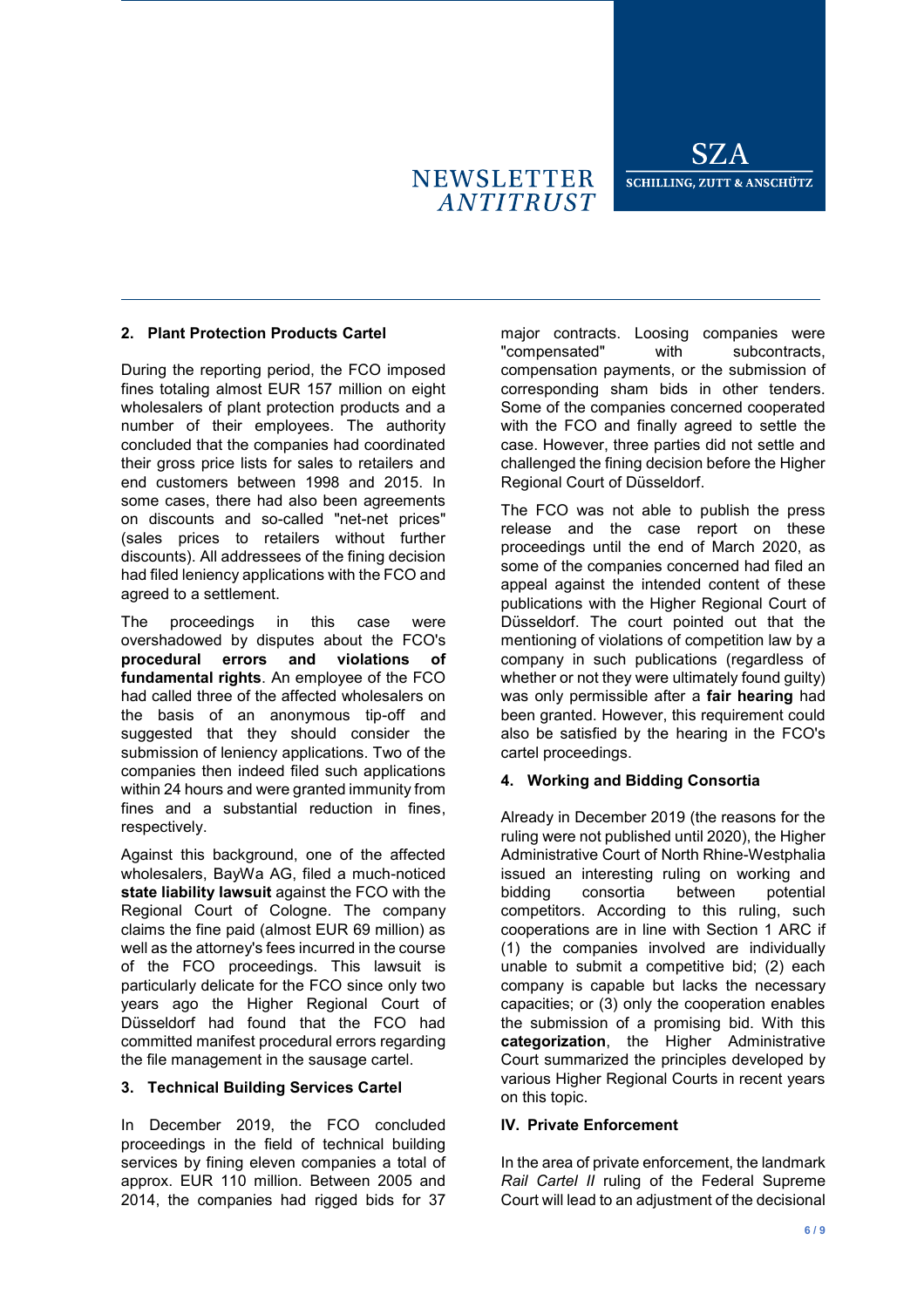### 2. Plant Protection Products Cartel

During the reporting period, the FCO imposed fines totaling almost EUR 157 million on eight wholesalers of plant protection products and a number of their employees. The authority concluded that the companies had coordinated their gross price lists for sales to retailers and end customers between 1998 and 2015. In some cases, there had also been agreements on discounts and so-called "net-net prices" (sales prices to retailers without further discounts). All addressees of the fining decision had filed leniency applications with the FCO and agreed to a settlement.

The proceedings in this case were overshadowed by disputes about the FCO's **procedural errors and violations of fundamental rights**. An employee of the FCO had called three of the affected wholesalers on the basis of an anonymous tip-off and suggested that they should consider the submission of leniency applications. Two of the companies then indeed filed such applications within 24 hours and were granted immunity from fines and a substantial reduction in fines, respectively.

Against this background, one of the affected wholesalers, BayWa AG, filed a much-noticed **state liability lawsuit** against the FCO with the Regional Court of Cologne. The company claims the fine paid (almost EUR 69 million) as well as the attorney's fees incurred in the course of the FCO proceedings. This lawsuit is particularly delicate for the FCO since only two years ago the Higher Regional Court of Düsseldorf had found that the FCO had committed manifest procedural errors regarding the file management in the sausage cartel.

### 3. Technical Building Services Cartel

In December 2019, the FCO concluded proceedings in the field of technical building services by fining eleven companies a total of approx. EUR 110 million. Between 2005 and 2014, the companies had rigged bids for 37 major contracts. Loosing companies were "compensated" with subcontracts, compensation payments, or the submission of corresponding sham bids in other tenders. Some of the companies concerned cooperated with the FCO and finally agreed to settle the case. However, three parties did not settle and challenged the fining decision before the Higher Regional Court of Düsseldorf.

The FCO was not able to publish the press release and the case report on these proceedings until the end of March 2020, as some of the companies concerned had filed an appeal against the intended content of these publications with the Higher Regional Court of Düsseldorf. The court pointed out that the mentioning of violations of competition law by a company in such publications (regardless of whether or not they were ultimately found guilty) was only permissible after a **fair hearing** had been granted. However, this requirement could also be satisfied by the hearing in the FCO's cartel proceedings.

### 4. Working and Bidding Consortia

Already in December 2019 (the reasons for the ruling were not published until 2020), the Higher Administrative Court of North Rhine-Westphalia issued an interesting ruling on working and bidding consortia between potential competitors. According to this ruling, such cooperations are in line with Section 1 ARC if (1) the companies involved are individually unable to submit a competitive bid; (2) each company is capable but lacks the necessary capacities; or (3) only the cooperation enables the submission of a promising bid. With this **categorization**, the Higher Administrative Court summarized the principles developed by various Higher Regional Courts in recent years on this topic.

## IV. Private Enforcement

In the area of private enforcement, the landmark *Rail Cartel II* ruling of the Federal Supreme Court will lead to an adjustment of the decisional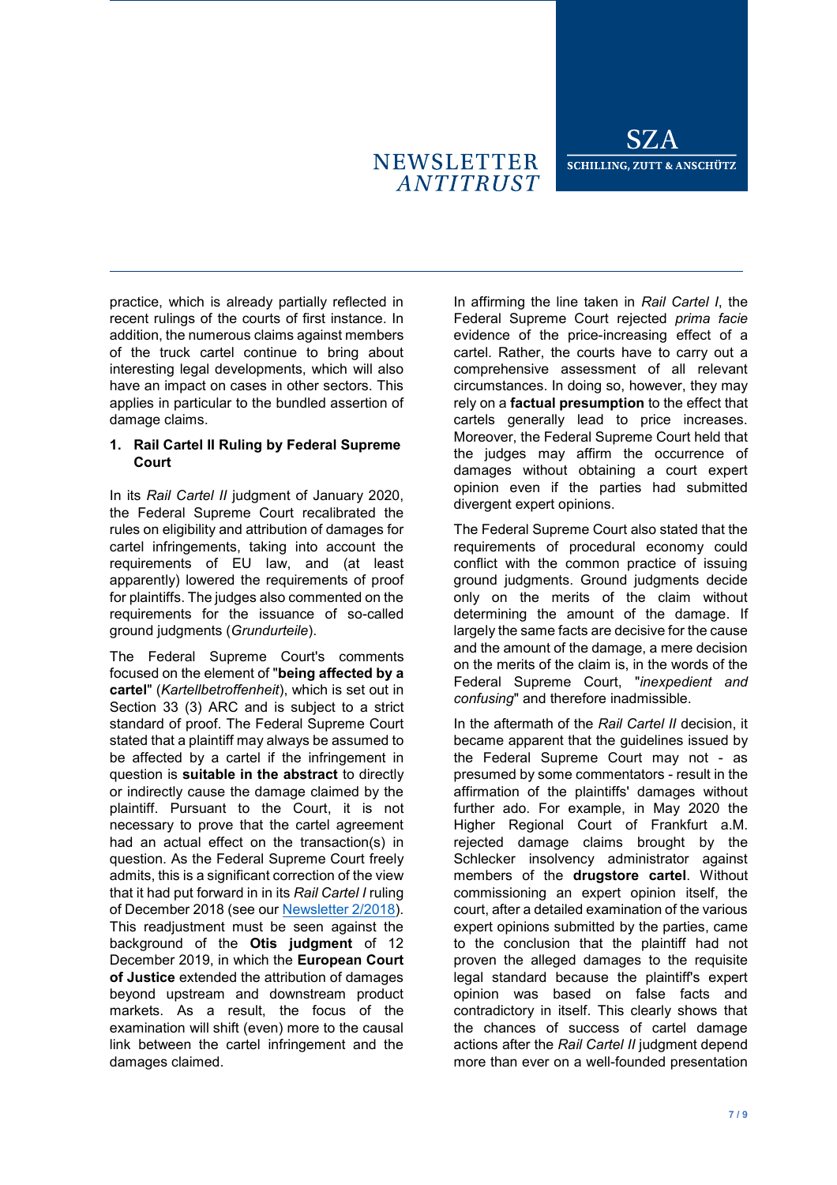practice, which is already partially reflected in recent rulings of the courts of first instance. In addition, the numerous claims against members of the truck cartel continue to bring about interesting legal developments, which will also have an impact on cases in other sectors. This applies in particular to the bundled assertion of damage claims.

## 1. Rail Cartel II Ruling by Federal Supreme Court

In its *Rail Cartel II* judgment of January 2020, the Federal Supreme Court recalibrated the rules on eligibility and attribution of damages for cartel infringements, taking into account the requirements of EU law, and (at least apparently) lowered the requirements of proof for plaintiffs. The judges also commented on the requirements for the issuance of so-called ground judgments (*Grundurteile*).

The Federal Supreme Court's comments focused on the element of "**being affected by a cartel**" (*Kartellbetroffenheit*), which is set out in Section 33 (3) ARC and is subject to a strict standard of proof. The Federal Supreme Court stated that a plaintiff may always be assumed to be affected by a cartel if the infringement in question is **suitable in the abstract** to directly or indirectly cause the damage claimed by the plaintiff. Pursuant to the Court, it is not necessary to prove that the cartel agreement had an actual effect on the transaction(s) in question. As the Federal Supreme Court freely admits, this is a significant correction of the view that it had put forward in its *Rail Cartel I* ruling of December 2018 (see our [Newsletter 2/2018]). This readjustment must be seen against the background of the **Otis judgment** of 12 December 2019, in which the **European Court of Justice** extended the attribution of damages beyond upstream and downstream product markets. As a result, the focus of the examination will shift (even) more to the causal link between the cartel infringement and the damages claimed.

In affirming the line taken in *Rail Cartel I*, the Federal Supreme Court rejected *prima facie* evidence of the price-increasing effect of a cartel. Rather, the courts have to carry out a comprehensive assessment of all relevant circumstances. In doing so, however, they may rely on a **factual presumption** to the effect that cartels generally lead to price increases. Moreover, the Federal Supreme Court held that the judges may affirm the occurrence of damages without obtaining a court expert opinion even if the parties had submitted divergent expert opinions.

The Federal Supreme Court also stated that the requirements of procedural economy could conflict with the common practice of issuing ground judgments. Ground judgments decide only on the merits of the claim without determining the amount of the damage. If largely the same facts are decisive for the cause and the amount of the damage, a mere decision on the merits of the claim is, in the words of the Federal Supreme Court, "*inexpedient and confusing*" and therefore inadmissible.

In the aftermath of the *Rail Cartel II* decision, it became apparent that the guidelines issued by the Federal Supreme Court may not - as presumed by some commentators - result in the affirmation of the plaintiffs' damages without further ado. For example, in May 2020 the Higher Regional Court of Frankfurt a.M. rejected damage claims brought by the Schlecker insolvency administrator against members of the **drugstore cartel**. Without commissioning an expert opinion itself, the court, after a detailed examination of the various expert opinions submitted by the parties, came to the conclusion that the plaintiff had not proven the alleged damages to the requisite legal standard because the plaintiff's expert opinion was based on false facts and contradictory in itself. This clearly shows that the chances of success of cartel damage actions after the *Rail Cartel II* judgment depend more than ever on a well-founded presentation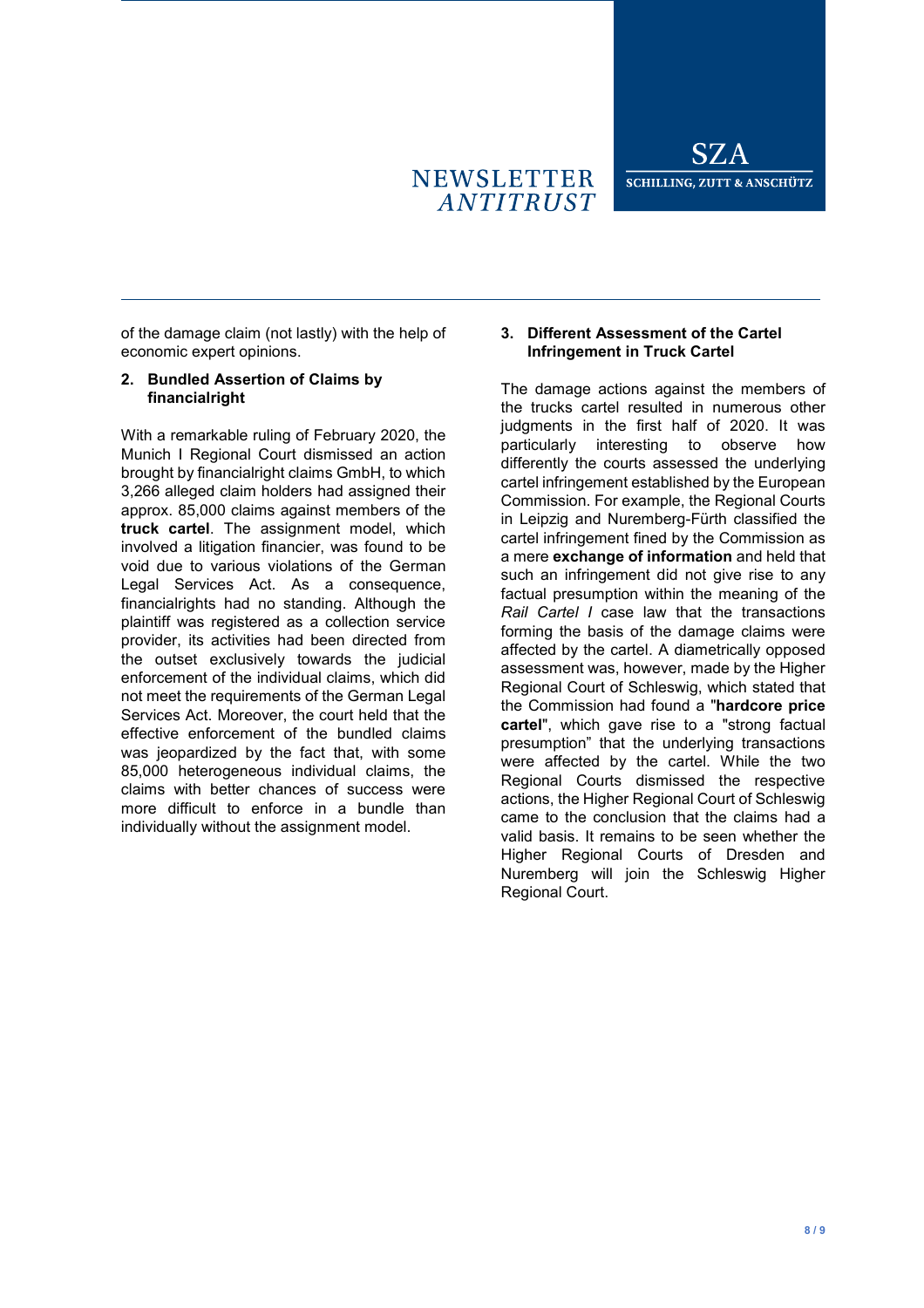of the damage claim (not lastly) with the help of economic expert opinions.

## 2. Bundled Assertion of Claims by financialright

With a remarkable ruling of February 2020, the Munich I Regional Court dismissed an action brought by financialright claims GmbH, to which 3,266 alleged claim holders had assigned their approx. 85,000 claims against members of the **truck cartel**. The assignment model, which involved a litigation financier, was found to be void due to various violations of the German Legal Services Act. As a consequence, financialrights had no standing. Although the plaintiff was registered as a collection service provider, its activities had been directed from the outset exclusively towards the judicial enforcement of the individual claims, which did not meet the requirements of the German Legal Services Act. Moreover, the court held that the effective enforcement of the bundled claims was jeopardized by the fact that, with some 85,000 heterogeneous individual claims, the claims with better chances of success were more difficult to enforce in a bundle than individually without the assignment model.

## 3. Different Assessment of the Cartel Infringement in Truck Cartel

The damage actions against the members of the trucks cartel resulted in numerous other judgments in the first half of 2020. It was particularly interesting to observe how differently the courts assessed the underlying cartel infringement established by the European Commission. For example, the Regional Courts in Leipzig and Nuremberg-Fürth classified the cartel infringement fined by the Commission as a mere **exchange of information** and held that such an infringement did not give rise to any factual presumption within the meaning of the *Rail Cartel I* case law that the transactions forming the basis of the damage claims were affected by the cartel. A diametrically opposed assessment was, however, made by the Higher Regional Court of Schleswig, which stated that the Commission had found a "**hardcore price cartel**", which gave rise to a "strong factual presumption" that the underlying transactions were affected by the cartel. While the two Regional Courts dismissed the respective actions, the Higher Regional Court of Schleswig came to the conclusion that the claims had a valid basis. It remains to be seen whether the Higher Regional Courts of Dresden and Nuremberg will join the Schleswig Higher Regional Court.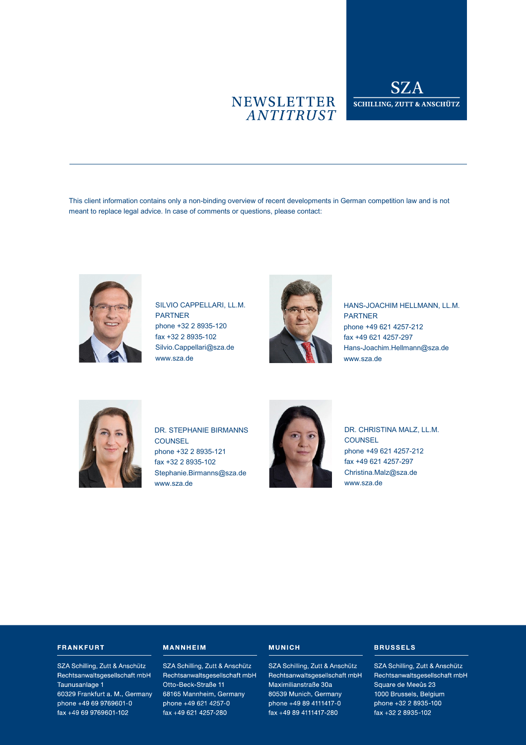NEWSLETTER
*ANTITRUST*

SZA
SCHILLING, ZUTT & ANSCHÜTZ

This client information contains only a non-binding overview of recent developments in German competition law and is not meant to replace legal advice. In case of comments or questions, please contact:

SILVIO CAPPELLARI, LL.M.
PARTNER
phone +32 2 8935-120
fax +32 2 8935-102
Silvio.Cappellari@sza.de
www.sza.de

HANS-JOACHIM HELLMANN, LL.M.
PARTNER
phone +49 621 4257-212
fax +49 621 4257-297
Hans-Joachim.Hellmann@sza.de
www.sza.de

DR. STEPHANIE BIRMANNS
COUNSEL
phone +32 2 8935-121
fax +32 2 8935-102
Stephanie.Birmanns@sza.de
www.sza.de

DR. CHRISTINA MALZ, LL.M.
COUNSEL
phone +49 621 4257-212
fax +49 621 4257-297
Christina.Malz@sza.de
www.sza.de

**FRANKFURT**

SZA Schilling, Zutt & Anschütz
Rechtsanwaltsgesellschaft mbH
Taunusanlage 1
60329 Frankfurt a. M., Germany
phone +49 69 9769601-0
fax +49 69 9769601-102

**MANNHEIM**

SZA Schilling, Zutt & Anschütz
Rechtsanwaltsgesellschaft mbH
Otto-Beck-Straße 11
68165 Mannheim, Germany
phone +49 621 4257-0
fax +49 621 4257-280

**MUNICH**

SZA Schilling, Zutt & Anschütz
Rechtsanwaltsgesellschaft mbH
Maximilianstraße 30a
80539 Munich, Germany
phone +49 89 4111417-0
fax +49 89 4111417-280

**BRUSSELS**

SZA Schilling, Zutt & Anschütz
Rechtsanwaltsgesellschaft mbH
Square de Meeûs 23
1000 Brussels, Belgium
phone +32 2 8935-100
fax +32 2 8935-102